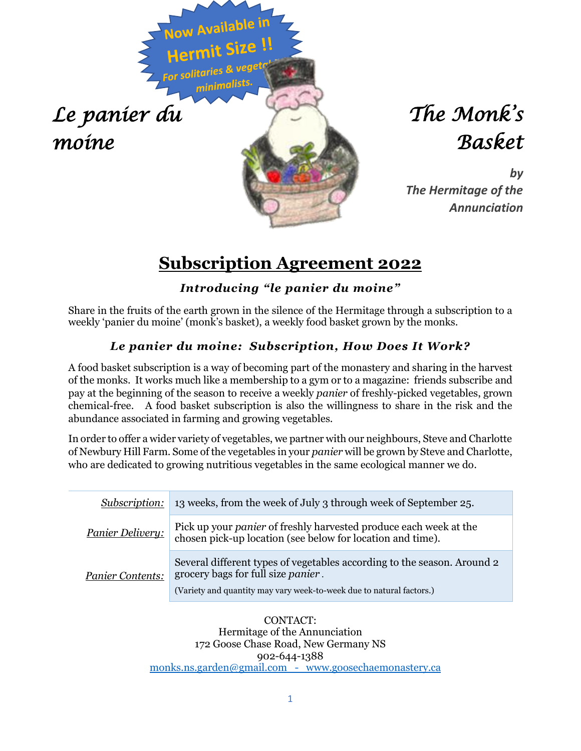Now Available in **Hermit Size !!**

*For solitaries & vegetal minimalists.*

# *Le panier du moine*

# *The Monk's Basket*

***by The Hermitage of the Annunciation***

## <u>Subscription Agreement 2022</u>

### *Introducing "le panier du moine"*

Share in the fruits of the earth grown in the silence of the Hermitage through a subscription to a weekly 'panier du moine' (monk's basket), a weekly food basket grown by the monks.

### *Le panier du moine: Subscription, How Does It Work?*

A food basket subscription is a way of becoming part of the monastery and sharing in the harvest of the monks. It works much like a membership to a gym or to a magazine: friends subscribe and pay at the beginning of the season to receive a weekly *panier* of freshly-picked vegetables, grown chemical-free. A food basket subscription is also the willingness to share in the risk and the abundance associated in farming and growing vegetables.

In order to offer a wider variety of vegetables, we partner with our neighbours, Steve and Charlotte of Newbury Hill Farm. Some of the vegetables in your *panier* will be grown by Steve and Charlotte, who are dedicated to growing nutritious vegetables in the same ecological manner we do.

| | |
|---|---|
| *Subscription:* | 13 weeks, from the week of July 3 through week of September 25. |
| *Panier Delivery:* | Pick up your *panier* of freshly harvested produce each week at the chosen pick-up location (see below for location and time). |
| *Panier Contents:* | Several different types of vegetables according to the season. Around 2 grocery bags for full size *panier*. (Variety and quantity may vary week-to-week due to natural factors.) |

CONTACT:
Hermitage of the Annunciation
172 Goose Chase Road, New Germany NS
902-644-1388
monks.ns.garden@gmail.com - www.goosechaemonastery.ca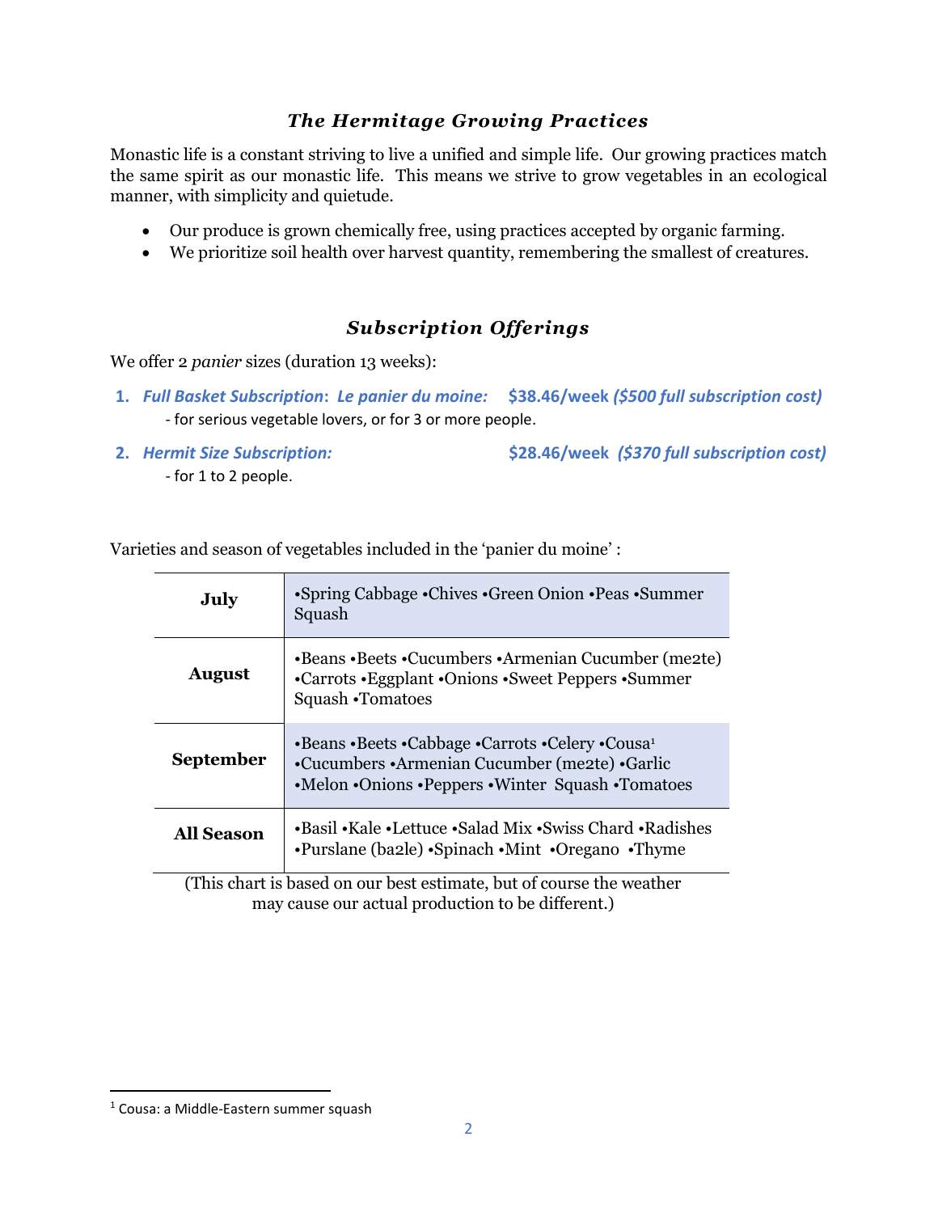## *The Hermitage Growing Practices*

Monastic life is a constant striving to live a unified and simple life. Our growing practices match the same spirit as our monastic life. This means we strive to grow vegetables in an ecological manner, with simplicity and quietude.

- Our produce is grown chemically free, using practices accepted by organic farming.
- We prioritize soil health over harvest quantity, remembering the smallest of creatures.

## *Subscription Offerings*

We offer 2 *panier* sizes (duration 13 weeks):

1. ***Full Basket Subscription**: Le panier du moine:* **$38.46/week *($500 full subscription cost)***
   - for serious vegetable lovers, or for 3 or more people.
2. ***Hermit Size Subscription:*** **$28.46/week *($370 full subscription cost)***
   - for 1 to 2 people.

Varieties and season of vegetables included in the 'panier du moine' :

| | |
|---|---|
| **July** | •Spring Cabbage •Chives •Green Onion •Peas •Summer Squash |
| **August** | •Beans •Beets •Cucumbers •Armenian Cucumber (me2te) •Carrots •Eggplant •Onions •Sweet Peppers •Summer Squash •Tomatoes |
| **September** | •Beans •Beets •Cabbage •Carrots •Celery •Cousa[1] •Cucumbers •Armenian Cucumber (me2te) •Garlic •Melon •Onions •Peppers •Winter Squash •Tomatoes |
| **All Season** | •Basil •Kale •Lettuce •Salad Mix •Swiss Chard •Radishes •Purslane (ba2le) •Spinach •Mint •Oregano •Thyme |

(This chart is based on our best estimate, but of course the weather may cause our actual production to be different.)

[1] Cousa: a Middle-Eastern summer squash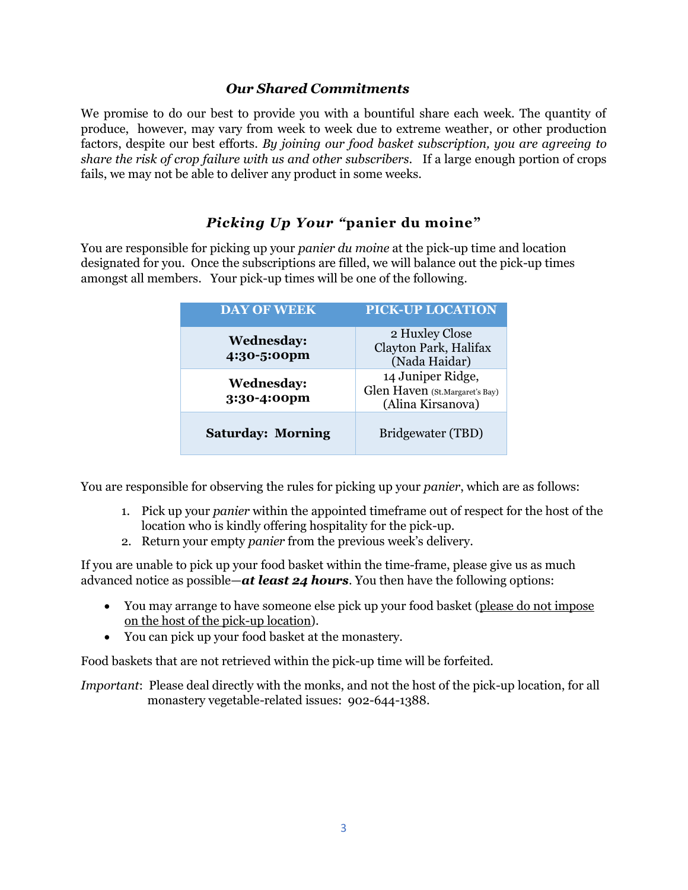### *Our Shared Commitments*

We promise to do our best to provide you with a bountiful share each week. The quantity of produce, however, may vary from week to week due to extreme weather, or other production factors, despite our best efforts. *By joining our food basket subscription, you are agreeing to share the risk of crop failure with us and other subscribers.* If a large enough portion of crops fails, we may not be able to deliver any product in some weeks.

### *Picking Up Your "***panier du moine***"*

You are responsible for picking up your *panier du moine* at the pick-up time and location designated for you. Once the subscriptions are filled, we will balance out the pick-up times amongst all members. Your pick-up times will be one of the following.

| DAY OF WEEK | PICK-UP LOCATION |
|---|---|
| **Wednesday: 4:30-5:00pm** | 2 Huxley Close<br>Clayton Park, Halifax<br>(Nada Haidar) |
| **Wednesday: 3:30-4:00pm** | 14 Juniper Ridge,<br>Glen Haven (St.Margaret's Bay)<br>(Alina Kirsanova) |
| **Saturday: Morning** | Bridgewater (TBD) |

You are responsible for observing the rules for picking up your *panier*, which are as follows:

1. Pick up your *panier* within the appointed timeframe out of respect for the host of the location who is kindly offering hospitality for the pick-up.
2. Return your empty *panier* from the previous week's delivery.

If you are unable to pick up your food basket within the time-frame, please give us as much advanced notice as possible—***at least 24 hours***. You then have the following options:

- You may arrange to have someone else pick up your food basket (<u>please do not impose on the host of the pick-up location</u>).
- You can pick up your food basket at the monastery.

Food baskets that are not retrieved within the pick-up time will be forfeited.

*Important*: Please deal directly with the monks, and not the host of the pick-up location, for all monastery vegetable-related issues: 902-644-1388.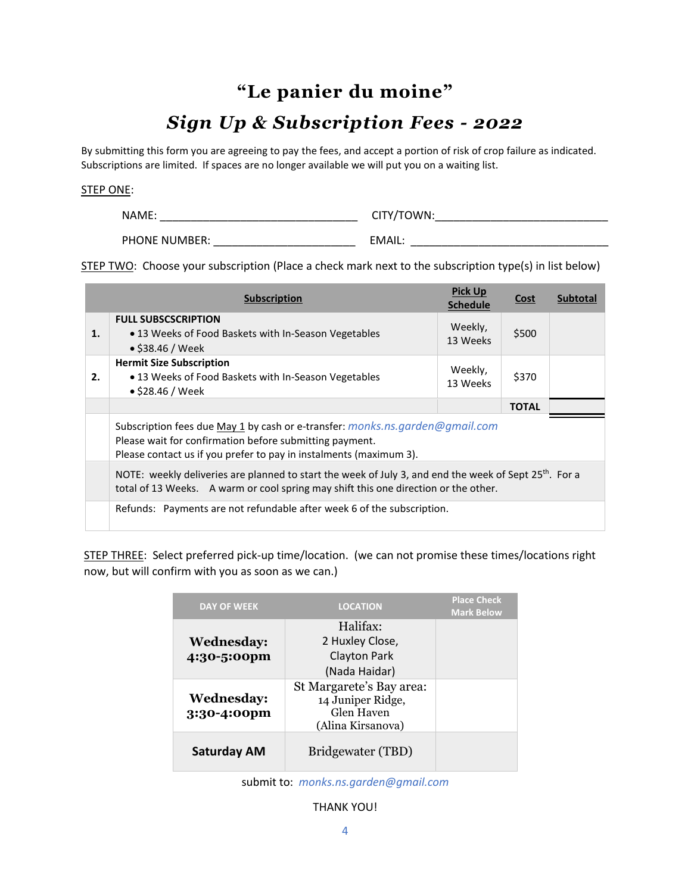# "Le panier du moine"

## *Sign Up & Subscription Fees - 2022*

By submitting this form you are agreeing to pay the fees, and accept a portion of risk of crop failure as indicated. Subscriptions are limited. If spaces are no longer available we will put you on a waiting list.

STEP ONE:

NAME: ______________________________ CITY/TOWN:___________________________

PHONE NUMBER: ______________________ EMAIL: ______________________________

STEP TWO: Choose your subscription (Place a check mark next to the subscription type(s) in list below)

| | Subscription | Pick Up Schedule | Cost | Subtotal |
|---|---|---|---|---|
| **1.** | **FULL SUBSCSCRIPTION**<br>• 13 Weeks of Food Baskets with In-Season Vegetables<br>• $38.46 / Week | Weekly, 13 Weeks | $500 | |
| **2.** | **Hermit Size Subscription**<br>• 13 Weeks of Food Baskets with In-Season Vegetables<br>• $28.46 / Week | Weekly, 13 Weeks | $370 | |
| | | | **TOTAL** | |
| | Subscription fees due May 1 by cash or e-transfer: *monks.ns.garden@gmail.com*<br>Please wait for confirmation before submitting payment.<br>Please contact us if you prefer to pay in instalments (maximum 3). | | | |
| | NOTE: weekly deliveries are planned to start the week of July 3, and end the week of Sept 25th. For a total of 13 Weeks. A warm or cool spring may shift this one direction or the other. | | | |
| | Refunds: Payments are not refundable after week 6 of the subscription. | | | |

STEP THREE: Select preferred pick-up time/location. (we can not promise these times/locations right now, but will confirm with you as soon as we can.)

| DAY OF WEEK | LOCATION | Place Check Mark Below |
|---|---|---|
| **Wednesday: 4:30-5:00pm** | Halifax:<br>2 Huxley Close,<br>Clayton Park<br>(Nada Haidar) | |
| **Wednesday: 3:30-4:00pm** | St Margarete's Bay area:<br>14 Juniper Ridge,<br>Glen Haven<br>(Alina Kirsanova) | |
| **Saturday AM** | Bridgewater (TBD) | |

submit to: *monks.ns.garden@gmail.com*

THANK YOU!